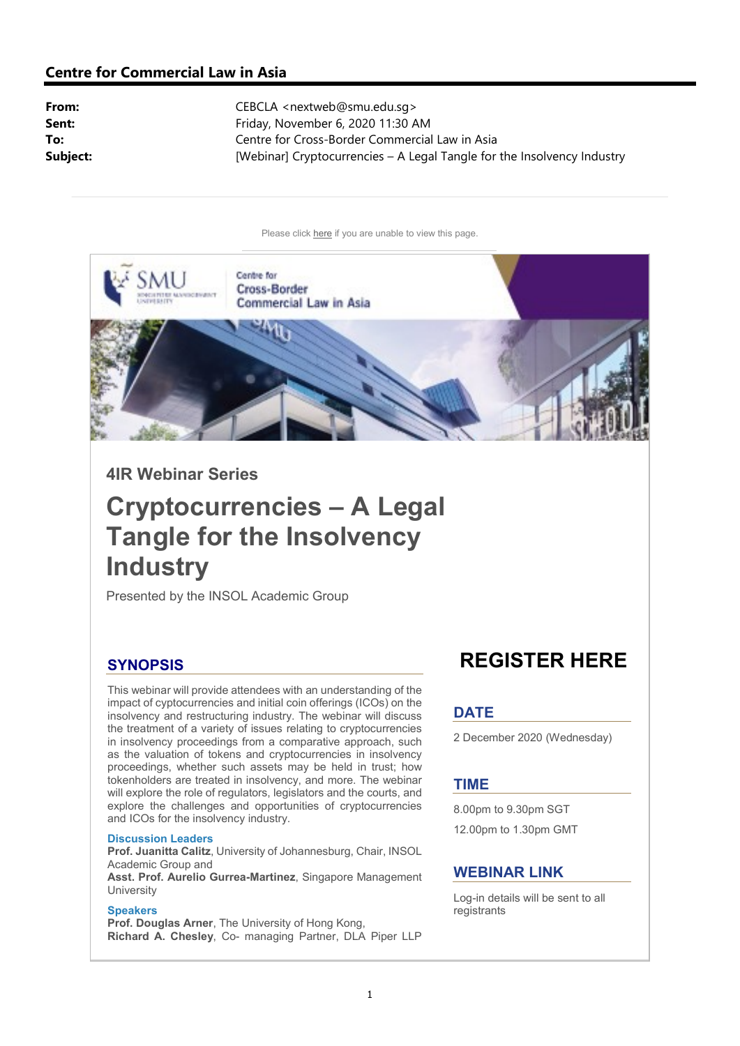## Centre for Commercial Law in Asia

| | |
|---|---|
| **From:** | CEBCLA <nextweb@smu.edu.sg> |
| **Sent:** | Friday, November 6, 2020 11:30 AM |
| **To:** | Centre for Cross-Border Commercial Law in Asia |
| **Subject:** | [Webinar] Cryptocurrencies – A Legal Tangle for the Insolvency Industry |

Please click here if you are unable to view this page.

SMU Singapore Management University | Centre for Cross-Border Commercial Law in Asia

### 4IR Webinar Series

# Cryptocurrencies – A Legal Tangle for the Insolvency Industry

Presented by the INSOL Academic Group

## SYNOPSIS

This webinar will provide attendees with an understanding of the impact of cyptocurrencies and initial coin offerings (ICOs) on the insolvency and restructuring industry. The webinar will discuss the treatment of a variety of issues relating to cryptocurrencies in insolvency proceedings from a comparative approach, such as the valuation of tokens and cryptocurrencies in insolvency proceedings, whether such assets may be held in trust; how tokenholders are treated in insolvency, and more. The webinar will explore the role of regulators, legislators and the courts, and explore the challenges and opportunities of cryptocurrencies and ICOs for the insolvency industry.

**Discussion Leaders**

**Prof. Juanitta Calitz**, University of Johannesburg, Chair, INSOL Academic Group and
**Asst. Prof. Aurelio Gurrea-Martinez**, Singapore Management University

**Speakers**

**Prof. Douglas Arner**, The University of Hong Kong,
**Richard A. Chesley**, Co- managing Partner, DLA Piper LLP

## REGISTER HERE

## DATE

2 December 2020 (Wednesday)

## TIME

8.00pm to 9.30pm SGT

12.00pm to 1.30pm GMT

## WEBINAR LINK

Log-in details will be sent to all registrants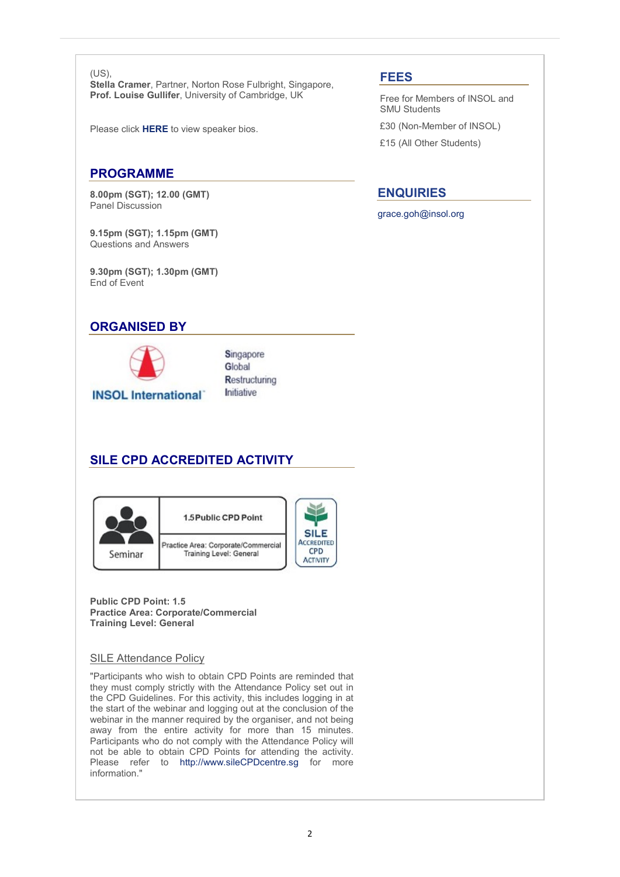(US),
**Stella Cramer**, Partner, Norton Rose Fulbright, Singapore,
**Prof. Louise Gullifer**, University of Cambridge, UK

Please click **HERE** to view speaker bios.

## PROGRAMME

**8.00pm (SGT); 12.00 (GMT)**
Panel Discussion

**9.15pm (SGT); 1.15pm (GMT)**
Questions and Answers

**9.30pm (SGT); 1.30pm (GMT)**
End of Event

## ORGANISED BY

INSOL International

Singapore Global Restructuring Initiative

## SILE CPD ACCREDITED ACTIVITY

Seminar | 1.5 Public CPD Point | Practice Area: Corporate/Commercial | Training Level: General

SILE ACCREDITED CPD ACTIVITY

**Public CPD Point: 1.5**
**Practice Area: Corporate/Commercial**
**Training Level: General**

SILE Attendance Policy

"Participants who wish to obtain CPD Points are reminded that they must comply strictly with the Attendance Policy set out in the CPD Guidelines. For this activity, this includes logging in at the start of the webinar and logging out at the conclusion of the webinar in the manner required by the organiser, and not being away from the entire activity for more than 15 minutes. Participants who do not comply with the Attendance Policy will not be able to obtain CPD Points for attending the activity. Please refer to http://www.sileCPDcentre.sg for more information."

## FEES

Free for Members of INSOL and SMU Students

£30 (Non-Member of INSOL)

£15 (All Other Students)

## ENQUIRIES

grace.goh@insol.org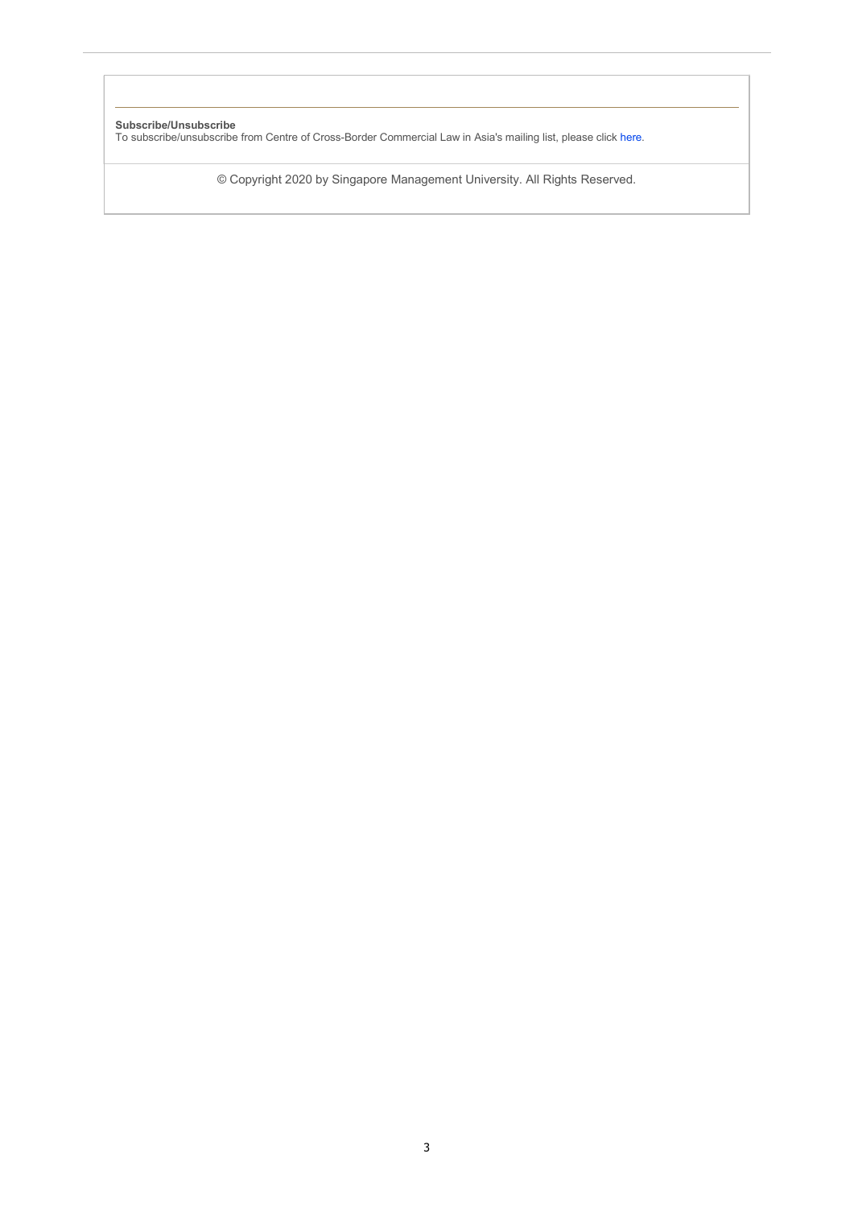**Subscribe/Unsubscribe**
To subscribe/unsubscribe from Centre of Cross-Border Commercial Law in Asia's mailing list, please click here.

© Copyright 2020 by Singapore Management University. All Rights Reserved.